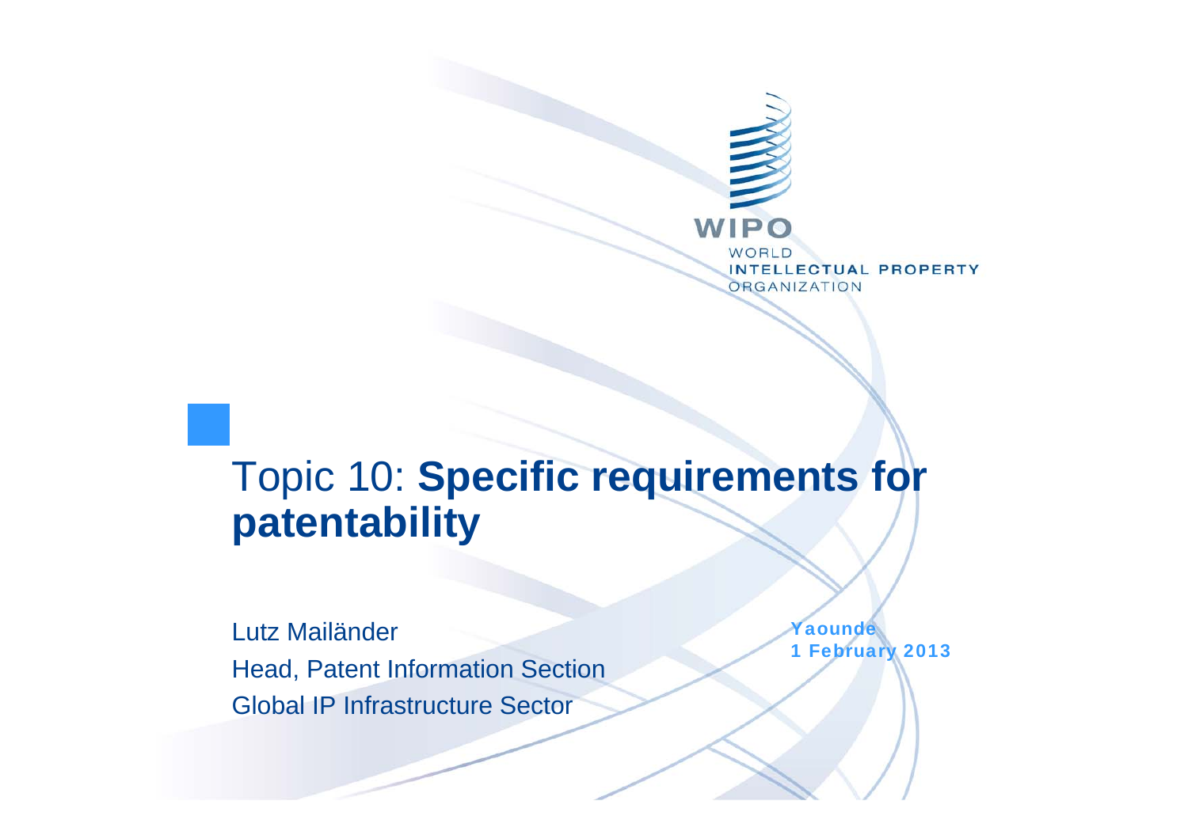WIPO

WORLD INTELLECTUAL PROPERTY ORGANIZATION

# Topic 10: **Specific requirements for patentability**

Lutz Mailänder

Head, Patent Information Section

Global IP Infrastructure Sector

Yaounde

1 February 2013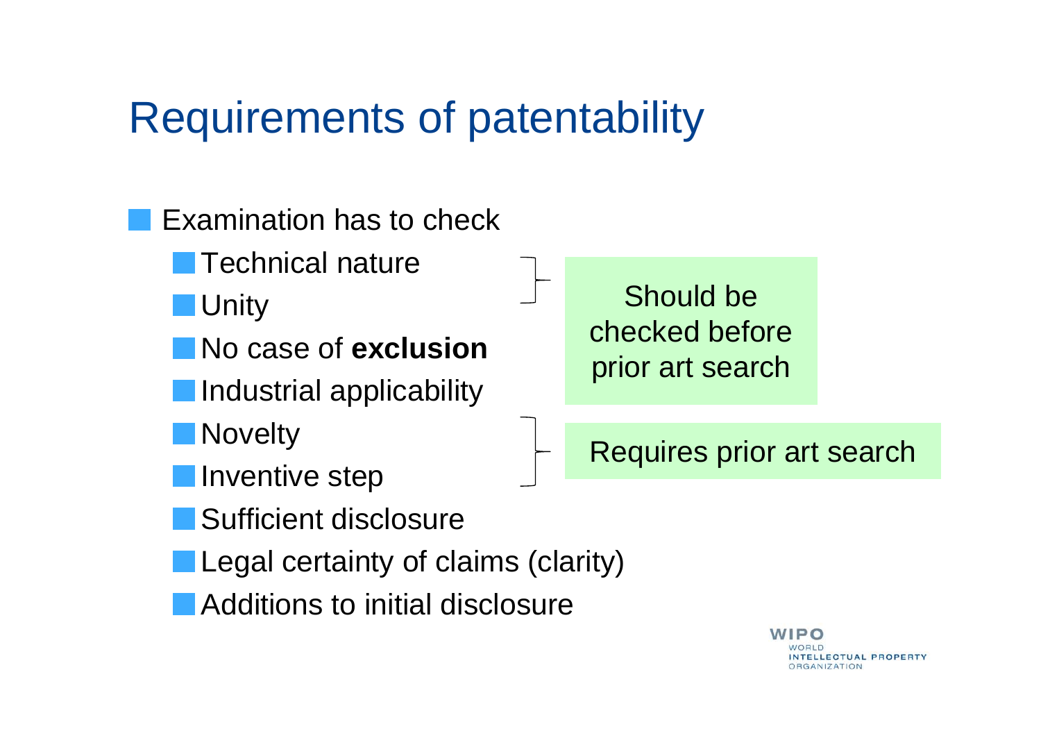# Requirements of patentability

- Examination has to check
  - Technical nature
  - Unity
  - No case of **exclusion**
  - Industrial applicability
  - Novelty
  - Inventive step
  - Sufficient disclosure
  - Legal certainty of claims (clarity)
  - Additions to initial disclosure

Technical nature, Unity: Should be checked before prior art search

Novelty, Inventive step: Requires prior art search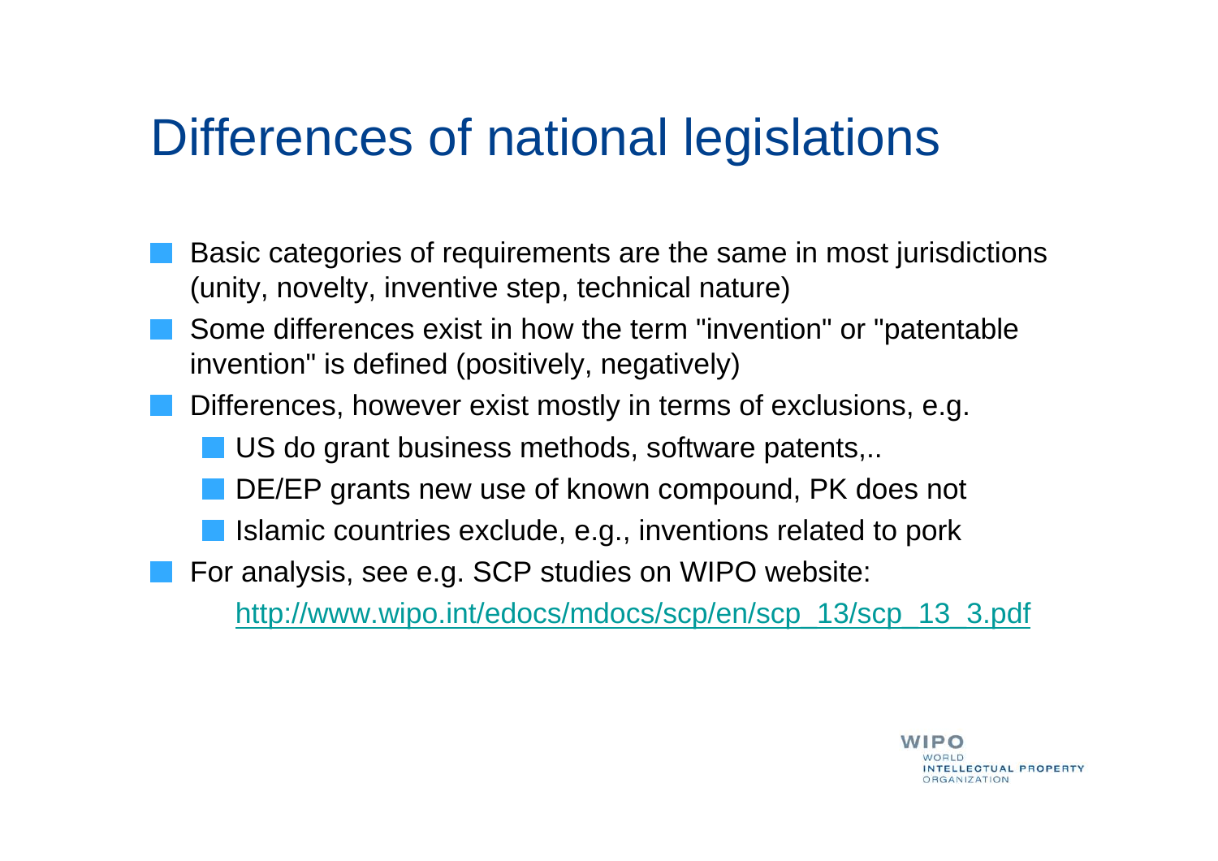# Differences of national legislations

- Basic categories of requirements are the same in most jurisdictions (unity, novelty, inventive step, technical nature)
- Some differences exist in how the term "invention" or "patentable invention" is defined (positively, negatively)
- Differences, however exist mostly in terms of exclusions, e.g.
  - US do grant business methods, software patents,..
  - DE/EP grants new use of known compound, PK does not
  - Islamic countries exclude, e.g., inventions related to pork
- For analysis, see e.g. SCP studies on WIPO website:

  http://www.wipo.int/edocs/mdocs/scp/en/scp_13/scp_13_3.pdf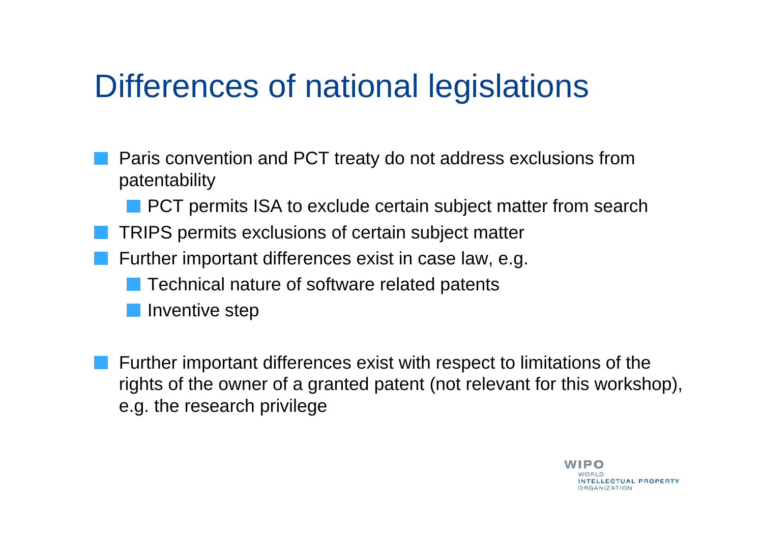# Differences of national legislations

- Paris convention and PCT treaty do not address exclusions from patentability
  - PCT permits ISA to exclude certain subject matter from search
- TRIPS permits exclusions of certain subject matter
- Further important differences exist in case law, e.g.
  - Technical nature of software related patents
  - Inventive step
- Further important differences exist with respect to limitations of the rights of the owner of a granted patent (not relevant for this workshop), e.g. the research privilege

WIPO
WORLD
INTELLECTUAL PROPERTY
ORGANIZATION